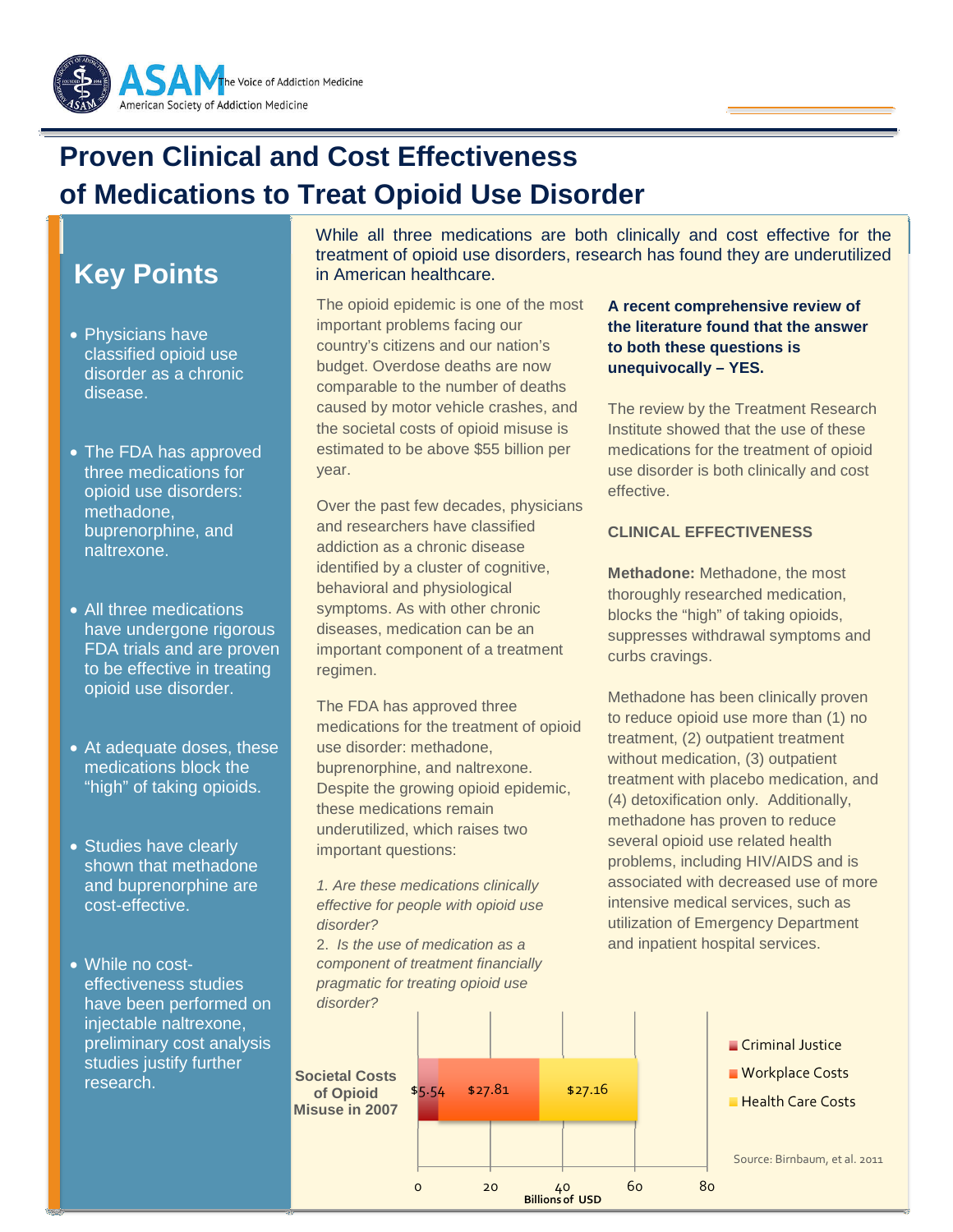American Society of Addiction Medicine — The Voice of Addiction Medicine

# Proven Clinical and Cost Effectiveness of Medications to Treat Opioid Use Disorder

## Key Points

- Physicians have classified opioid use disorder as a chronic disease.
- The FDA has approved three medications for opioid use disorders: methadone, buprenorphine, and naltrexone.
- All three medications have undergone rigorous FDA trials and are proven to be effective in treating opioid use disorder.
- At adequate doses, these medications block the “high” of taking opioids.
- Studies have clearly shown that methadone and buprenorphine are cost-effective.
- While no cost-effectiveness studies have been performed on injectable naltrexone, preliminary cost analysis studies justify further research.

While all three medications are both clinically and cost effective for the treatment of opioid use disorders, research has found they are underutilized in American healthcare.

The opioid epidemic is one of the most important problems facing our country’s citizens and our nation’s budget. Overdose deaths are now comparable to the number of deaths caused by motor vehicle crashes, and the societal costs of opioid misuse is estimated to be above $55 billion per year.

Over the past few decades, physicians and researchers have classified addiction as a chronic disease identified by a cluster of cognitive, behavioral and physiological symptoms. As with other chronic diseases, medication can be an important component of a treatment regimen.

The FDA has approved three medications for the treatment of opioid use disorder: methadone, buprenorphine, and naltrexone. Despite the growing opioid epidemic, these medications remain underutilized, which raises two important questions:

*1. Are these medications clinically effective for people with opioid use disorder?*
2. *Is the use of medication as a component of treatment financially pragmatic for treating opioid use disorder?*

**A recent comprehensive review of the literature found that the answer to both these questions is unequivocally – YES.**

The review by the Treatment Research Institute showed that the use of these medications for the treatment of opioid use disorder is both clinically and cost effective.

### CLINICAL EFFECTIVENESS

**Methadone:** Methadone, the most thoroughly researched medication, blocks the “high” of taking opioids, suppresses withdrawal symptoms and curbs cravings.

Methadone has been clinically proven to reduce opioid use more than (1) no treatment, (2) outpatient treatment without medication, (3) outpatient treatment with placebo medication, and (4) detoxification only. Additionally, methadone has proven to reduce several opioid use related health problems, including HIV/AIDS and is associated with decreased use of more intensive medical services, such as utilization of Emergency Department and inpatient hospital services.

**Societal Costs of Opioid Misuse in 2007** (Billions of USD)

| Category | Cost (Billions of USD) |
|---|---|
| Criminal Justice | $5.54 |
| Workplace Costs | $27.81 |
| Health Care Costs | $27.16 |

Source: Birnbaum, et al. 2011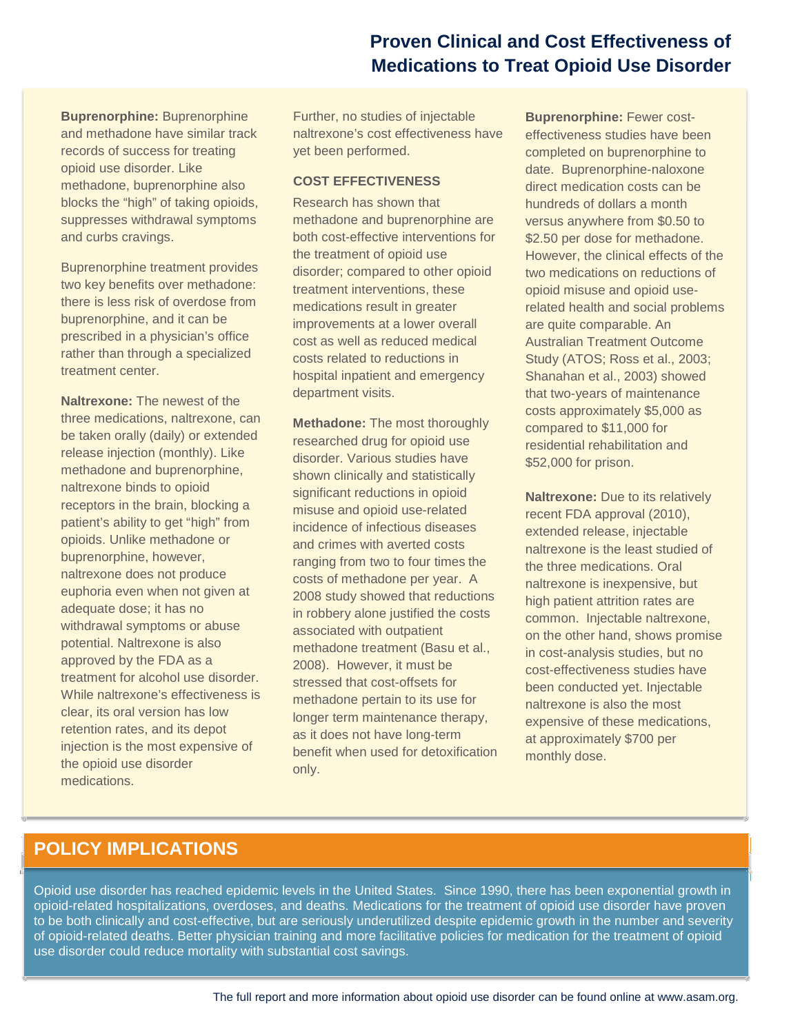# Proven Clinical and Cost Effectiveness of Medications to Treat Opioid Use Disorder

**Buprenorphine:** Buprenorphine and methadone have similar track records of success for treating opioid use disorder. Like methadone, buprenorphine also blocks the "high" of taking opioids, suppresses withdrawal symptoms and curbs cravings.

Buprenorphine treatment provides two key benefits over methadone: there is less risk of overdose from buprenorphine, and it can be prescribed in a physician's office rather than through a specialized treatment center.

**Naltrexone:** The newest of the three medications, naltrexone, can be taken orally (daily) or extended release injection (monthly). Like methadone and buprenorphine, naltrexone binds to opioid receptors in the brain, blocking a patient's ability to get "high" from opioids. Unlike methadone or buprenorphine, however, naltrexone does not produce euphoria even when not given at adequate dose; it has no withdrawal symptoms or abuse potential. Naltrexone is also approved by the FDA as a treatment for alcohol use disorder. While naltrexone's effectiveness is clear, its oral version has low retention rates, and its depot injection is the most expensive of the opioid use disorder medications. Further, no studies of injectable naltrexone's cost effectiveness have yet been performed.

### COST EFFECTIVENESS

Research has shown that methadone and buprenorphine are both cost-effective interventions for the treatment of opioid use disorder; compared to other opioid treatment interventions, these medications result in greater improvements at a lower overall cost as well as reduced medical costs related to reductions in hospital inpatient and emergency department visits.

**Methadone:** The most thoroughly researched drug for opioid use disorder. Various studies have shown clinically and statistically significant reductions in opioid misuse and opioid use-related incidence of infectious diseases and crimes with averted costs ranging from two to four times the costs of methadone per year. A 2008 study showed that reductions in robbery alone justified the costs associated with outpatient methadone treatment (Basu et al., 2008). However, it must be stressed that cost-offsets for methadone pertain to its use for longer term maintenance therapy, as it does not have long-term benefit when used for detoxification only.

**Buprenorphine:** Fewer cost-effectiveness studies have been completed on buprenorphine to date. Buprenorphine-naloxone direct medication costs can be hundreds of dollars a month versus anywhere from $0.50 to $2.50 per dose for methadone. However, the clinical effects of the two medications on reductions of opioid misuse and opioid use-related health and social problems are quite comparable. An Australian Treatment Outcome Study (ATOS; Ross et al., 2003; Shanahan et al., 2003) showed that two-years of maintenance costs approximately $5,000 as compared to $11,000 for residential rehabilitation and $52,000 for prison.

**Naltrexone:** Due to its relatively recent FDA approval (2010), extended release, injectable naltrexone is the least studied of the three medications. Oral naltrexone is inexpensive, but high patient attrition rates are common. Injectable naltrexone, on the other hand, shows promise in cost-analysis studies, but no cost-effectiveness studies have been conducted yet. Injectable naltrexone is also the most expensive of these medications, at approximately $700 per monthly dose.

## POLICY IMPLICATIONS

Opioid use disorder has reached epidemic levels in the United States. Since 1990, there has been exponential growth in opioid-related hospitalizations, overdoses, and deaths. Medications for the treatment of opioid use disorder have proven to be both clinically and cost-effective, but are seriously underutilized despite epidemic growth in the number and severity of opioid-related deaths. Better physician training and more facilitative policies for medication for the treatment of opioid use disorder could reduce mortality with substantial cost savings.

The full report and more information about opioid use disorder can be found online at www.asam.org.